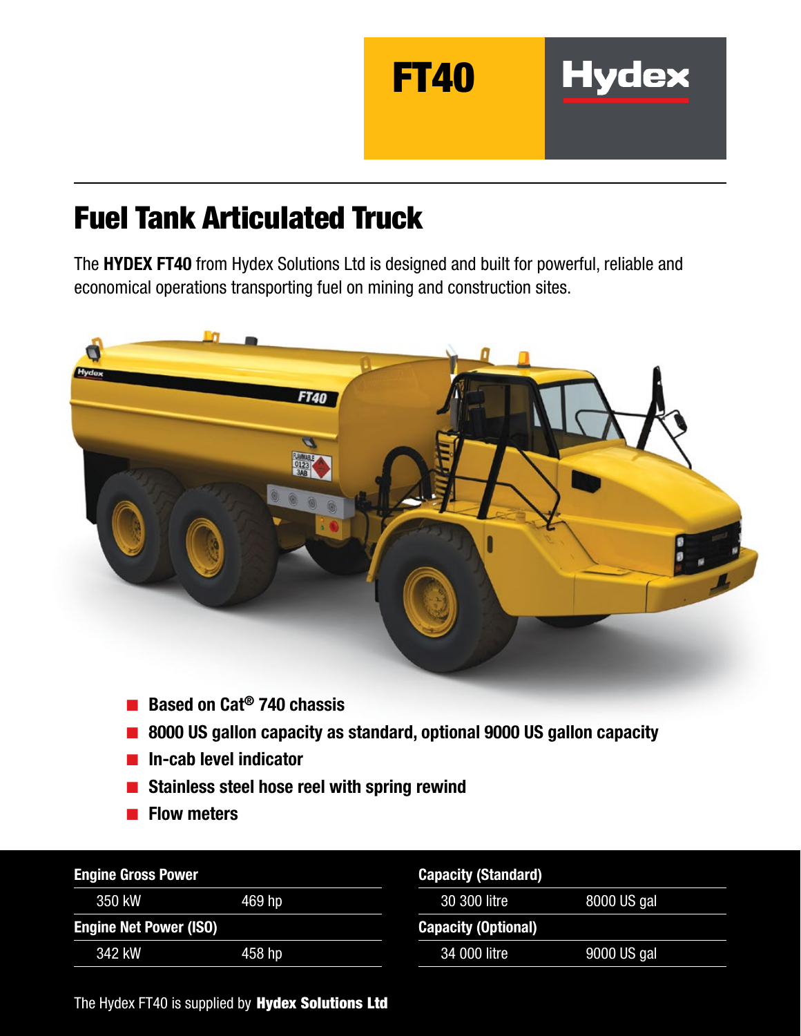**FT40** **Hydex**

# Fuel Tank Articulated Truck

The **HYDEX FT40** from Hydex Solutions Ltd is designed and built for powerful, reliable and economical operations transporting fuel on mining and construction sites.

- **Based on Cat® 740 chassis**
- **8000 US gallon capacity as standard, optional 9000 US gallon capacity**
- **In-cab level indicator**
- **Stainless steel hose reel with spring rewind**
- **Flow meters**

| **Engine Gross Power** | |
|---|---|
| 350 kW | 469 hp |
| **Engine Net Power (ISO)** | |
| 342 kW | 458 hp |

| **Capacity (Standard)** | |
|---|---|
| 30 300 litre | 8000 US gal |
| **Capacity (Optional)** | |
| 34 000 litre | 9000 US gal |

The Hydex FT40 is supplied by **Hydex Solutions Ltd**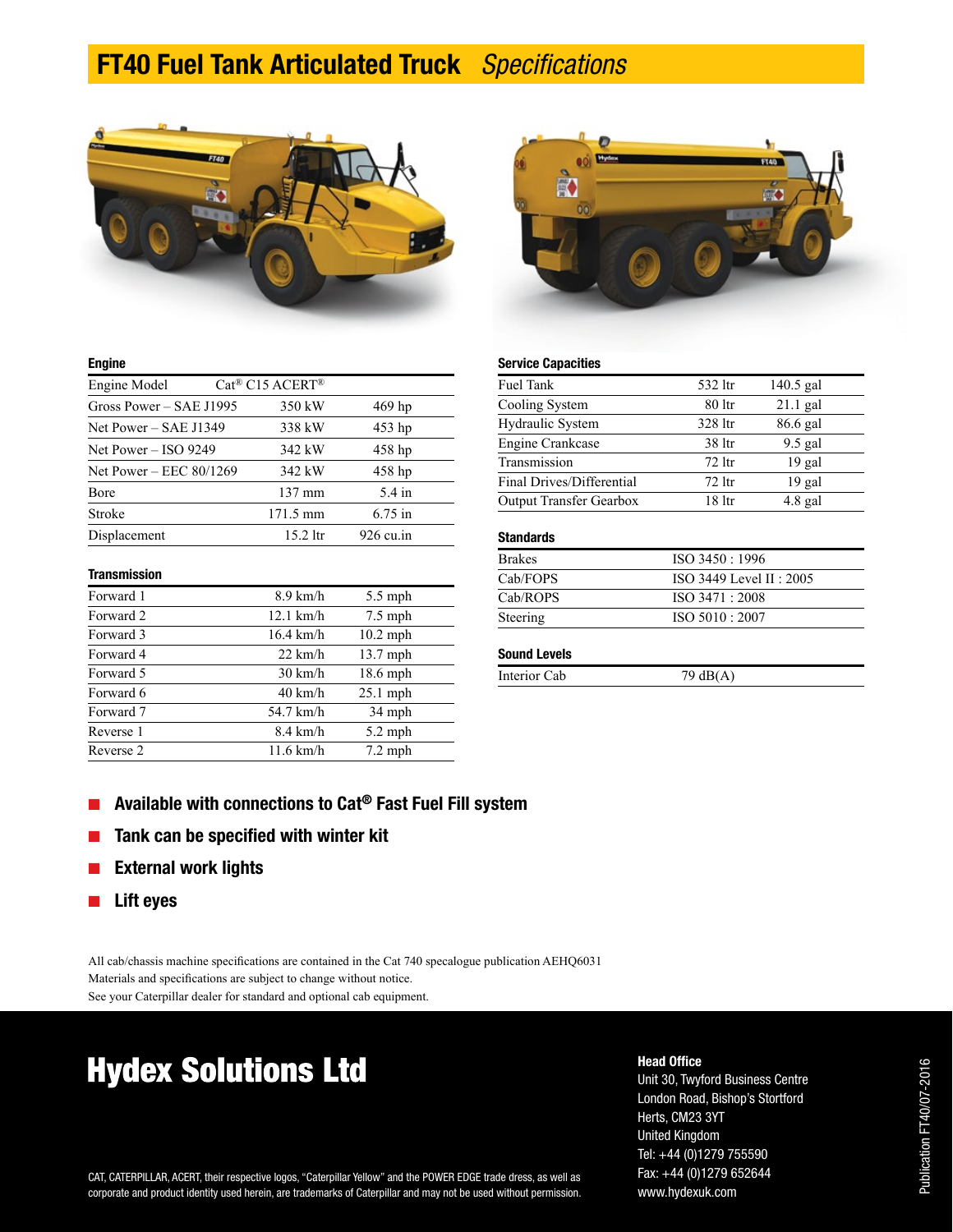# FT40 Fuel Tank Articulated Truck *Specifications*

### Engine

| | | |
|---|---|---|
| Engine Model | Cat® C15 ACERT® | |
| Gross Power – SAE J1995 | 350 kW | 469 hp |
| Net Power – SAE J1349 | 338 kW | 453 hp |
| Net Power – ISO 9249 | 342 kW | 458 hp |
| Net Power – EEC 80/1269 | 342 kW | 458 hp |
| Bore | 137 mm | 5.4 in |
| Stroke | 171.5 mm | 6.75 in |
| Displacement | 15.2 ltr | 926 cu.in |

### Transmission

| | | |
|---|---|---|
| Forward 1 | 8.9 km/h | 5.5 mph |
| Forward 2 | 12.1 km/h | 7.5 mph |
| Forward 3 | 16.4 km/h | 10.2 mph |
| Forward 4 | 22 km/h | 13.7 mph |
| Forward 5 | 30 km/h | 18.6 mph |
| Forward 6 | 40 km/h | 25.1 mph |
| Forward 7 | 54.7 km/h | 34 mph |
| Reverse 1 | 8.4 km/h | 5.2 mph |
| Reverse 2 | 11.6 km/h | 7.2 mph |

### Service Capacities

| | | |
|---|---|---|
| Fuel Tank | 532 ltr | 140.5 gal |
| Cooling System | 80 ltr | 21.1 gal |
| Hydraulic System | 328 ltr | 86.6 gal |
| Engine Crankcase | 38 ltr | 9.5 gal |
| Transmission | 72 ltr | 19 gal |
| Final Drives/Differential | 72 ltr | 19 gal |
| Output Transfer Gearbox | 18 ltr | 4.8 gal |

### Standards

| | |
|---|---|
| Brakes | ISO 3450 : 1996 |
| Cab/FOPS | ISO 3449 Level II : 2005 |
| Cab/ROPS | ISO 3471 : 2008 |
| Steering | ISO 5010 : 2007 |

### Sound Levels

| | |
|---|---|
| Interior Cab | 79 dB(A) |

- **Available with connections to Cat® Fast Fuel Fill system**
- **Tank can be specified with winter kit**
- **External work lights**
- **Lift eyes**

All cab/chassis machine specifications are contained in the Cat 740 specalogue publication AEHQ6031
Materials and specifications are subject to change without notice.
See your Caterpillar dealer for standard and optional cab equipment.

## Hydex Solutions Ltd

CAT, CATERPILLAR, ACERT, their respective logos, “Caterpillar Yellow” and the POWER EDGE trade dress, as well as corporate and product identity used herein, are trademarks of Caterpillar and may not be used without permission.

**Head Office**
Unit 30, Twyford Business Centre
London Road, Bishop's Stortford
Herts, CM23 3YT
United Kingdom
Tel: +44 (0)1279 755590
Fax: +44 (0)1279 652644
www.hydexuk.com

Publication FT40/07-2016